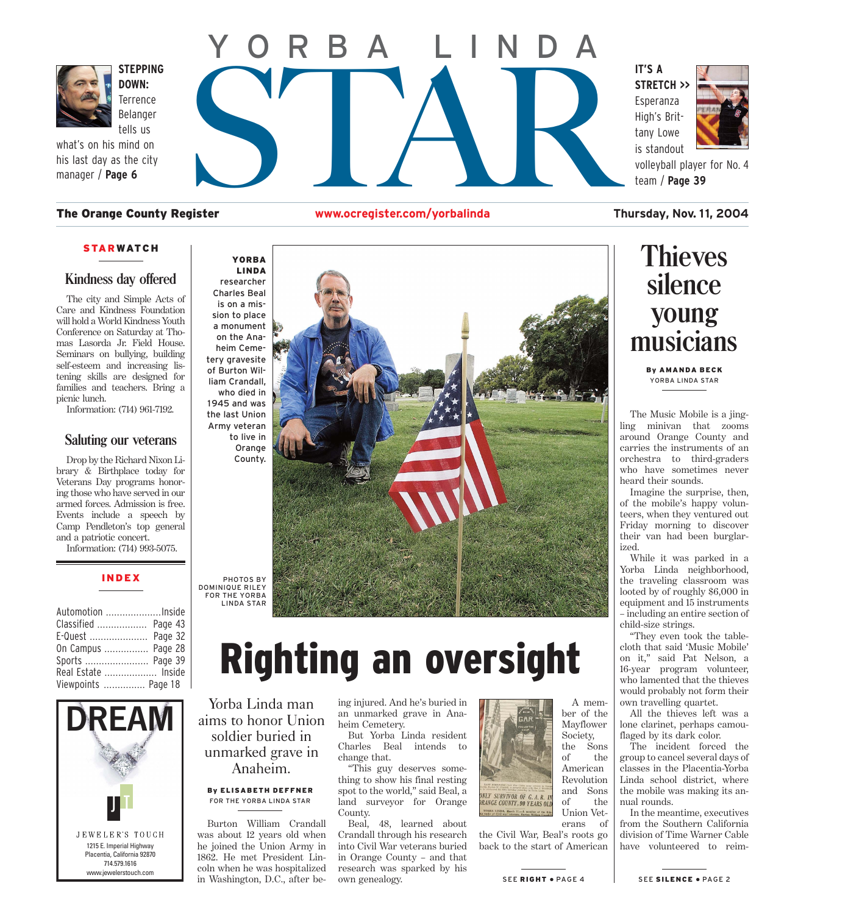# YORBA LINDA STAR

**STEPPING DOWN:** Terrence Belanger tells us what's on his mind on his last day as the city manager / **Page 6**

**IT'S A STRETCH >>** Esperanza High's Brittany Lowe is standout volleyball player for No. 4 team / **Page 39**

**The Orange County Register** | www.ocregister.com/yorbalinda | **Thursday, Nov. 11, 2004**

## STARWATCH

### Kindness day offered

The city and Simple Acts of Care and Kindness Foundation will hold a World Kindness Youth Conference on Saturday at Thomas Lasorda Jr. Field House. Seminars on bullying, building self-esteem and increasing listening skills are designed for families and teachers. Bring a picnic lunch.

Information: (714) 961-7192.

### Saluting our veterans

Drop by the Richard Nixon Library & Birthplace today for Veterans Day programs honoring those who have served in our armed forces. Admission is free. Events include a speech by Camp Pendleton's top general and a patriotic concert.

Information: (714) 993-5075.

## INDEX

| | |
|---|---|
| Automotion | Inside |
| Classified | Page 43 |
| E-Quest | Page 32 |
| On Campus | Page 28 |
| Sports | Page 39 |
| Real Estate | Inside |
| Viewpoints | Page 18 |

DREAM

JT

JEWELER'S TOUCH
1215 E. Imperial Highway
Placentia, California 92870
714.579.1616
www.jewelerstouch.com

**YORBA LINDA** researcher Charles Beal is on a mission to place a monument on the Anaheim Cemetery gravesite of Burton William Crandall, who died in 1945 and was the last Union Army veteran to live in Orange County.

PHOTOS BY DOMINIQUE RILEY FOR THE YORBA LINDA STAR

# Righting an oversight

## Yorba Linda man aims to honor Union soldier buried in unmarked grave in Anaheim.

**By ELISABETH DEFFNER**
FOR THE YORBA LINDA STAR

Burton William Crandall was about 12 years old when he joined the Union Army in 1862. He met President Lincoln when he was hospitalized in Washington, D.C., after being injured. And he's buried in an unmarked grave in Anaheim Cemetery.

But Yorba Linda resident Charles Beal intends to change that.

"This guy deserves something to show his final resting spot to the world," said Beal, a land surveyor for Orange County.

Beal, 48, learned about Crandall through his research into Civil War veterans buried in Orange County – and that research was sparked by his own genealogy.

A member of the Mayflower Society, the Sons of the American Revolution and Sons of the Union Veterans of the Civil War, Beal's roots go back to the start of American

ONLY SURVIVOR OF G. A. R. IN ORANGE COUNTY, 90 YEARS OLD

SEE **RIGHT** • PAGE 4

# Thieves silence young musicians

**By AMANDA BECK**
YORBA LINDA STAR

The Music Mobile is a jingling minivan that zooms around Orange County and carries the instruments of an orchestra to third-graders who have sometimes never heard their sounds.

Imagine the surprise, then, of the mobile's happy volunteers, when they ventured out Friday morning to discover their van had been burglarized.

While it was parked in a Yorba Linda neighborhood, the traveling classroom was looted by of roughly $6,000 in equipment and 15 instruments – including an entire section of child-size strings.

"They even took the tablecloth that said 'Music Mobile' on it," said Pat Nelson, a 16-year program volunteer, who lamented that the thieves would probably not form their own travelling quartet.

All the thieves left was a lone clarinet, perhaps camouflaged by its dark color.

The incident forced the group to cancel several days of classes in the Placentia-Yorba Linda school district, where the mobile was making its annual rounds.

In the meantime, executives from the Southern California division of Time Warner Cable have volunteered to reim-

SEE **SILENCE** • PAGE 2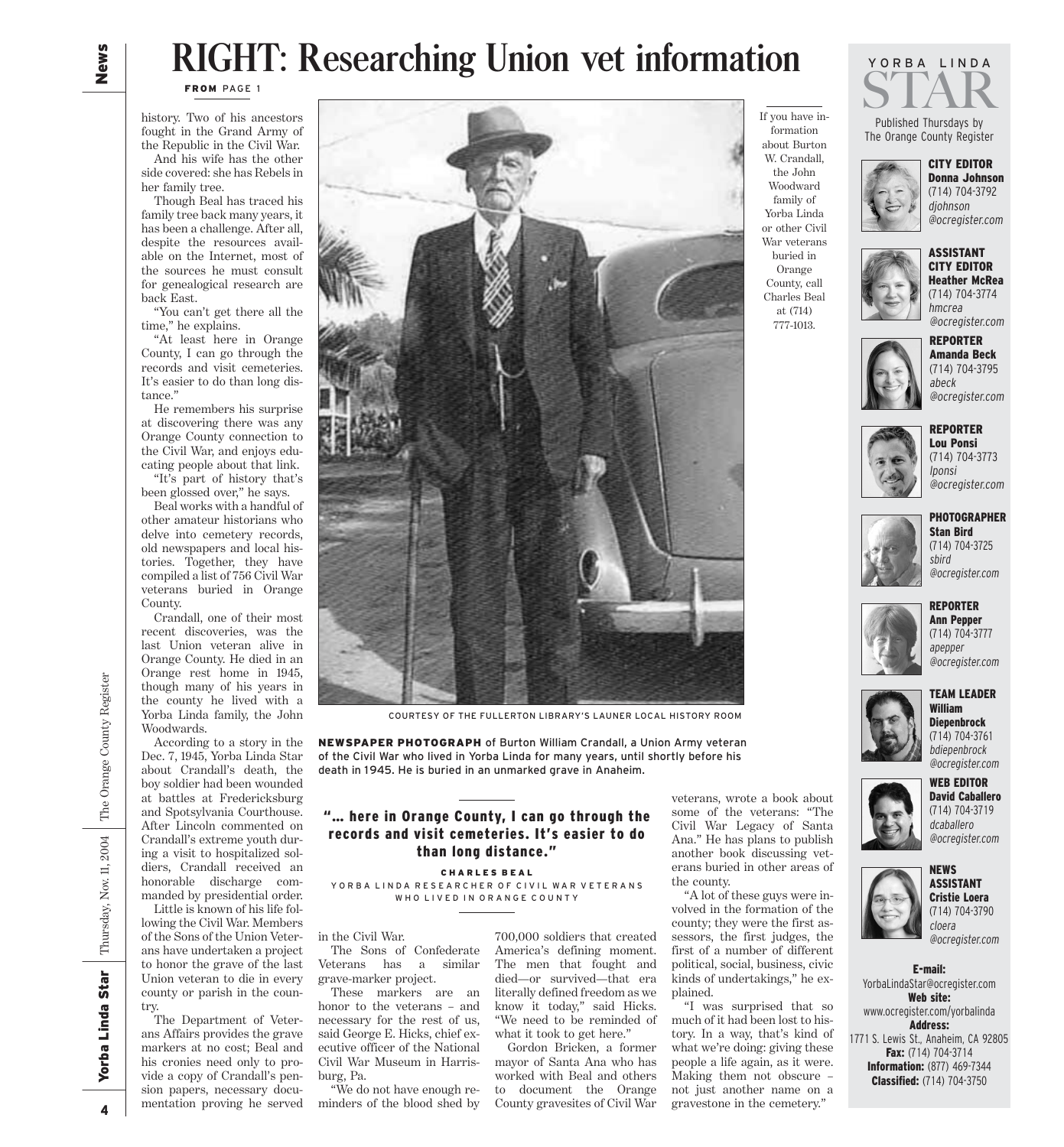# RIGHT: Researching Union vet information

**FROM** PAGE 1

history. Two of his ancestors fought in the Grand Army of the Republic in the Civil War.

And his wife has the other side covered: she has Rebels in her family tree.

Though Beal has traced his family tree back many years, it has been a challenge. After all, despite the resources available on the Internet, most of the sources he must consult for genealogical research are back East.

"You can't get there all the time," he explains.

"At least here in Orange County, I can go through the records and visit cemeteries. It's easier to do than long distance."

He remembers his surprise at discovering there was any Orange County connection to the Civil War, and enjoys educating people about that link.

"It's part of history that's been glossed over," he says.

Beal works with a handful of other amateur historians who delve into cemetery records, old newspapers and local histories. Together, they have compiled a list of 756 Civil War veterans buried in Orange County.

Crandall, one of their most recent discoveries, was the last Union veteran alive in Orange County. He died in an Orange rest home in 1945, though many of his years in the county he lived with a Yorba Linda family, the John Woodwards.

According to a story in the Dec. 7, 1945, Yorba Linda Star about Crandall's death, the boy soldier had been wounded at battles at Fredericksburg and Spotsylvania Courthouse. After Lincoln commented on Crandall's extreme youth during a visit to hospitalized soldiers, Crandall received an honorable discharge commanded by presidential order.

Little is known of his life following the Civil War. Members of the Sons of the Union Veterans have undertaken a project to honor the grave of the last Union veteran to die in every county or parish in the country.

The Department of Veterans Affairs provides the grave markers at no cost; Beal and his cronies need only to provide a copy of Crandall's pension papers, necessary documentation proving he served in the Civil War.

The Sons of Confederate Veterans has a similar grave-marker project.

These markers are an honor to the veterans – and necessary for the rest of us, said George E. Hicks, chief executive officer of the National Civil War Museum in Harrisburg, Pa.

"We do not have enough reminders of the blood shed by 700,000 soldiers that created America's defining moment. The men that fought and died—or survived—that era literally defined freedom as we know it today," said Hicks. "We need to be reminded of what it took to get here."

Gordon Bricken, a former mayor of Santa Ana who has worked with Beal and others to document the Orange County gravesites of Civil War veterans, wrote a book about some of the veterans: "The Civil War Legacy of Santa Ana." He has plans to publish another book discussing veterans buried in other areas of the county.

"A lot of these guys were involved in the formation of the county; they were the first assessors, the first judges, the first of a number of different political, social, business, civic kinds of undertakings," he explained.

"I was surprised that so much of it had been lost to history. In a way, that's kind of what we're doing: giving these people a life again, as it were. Making them not obscure – not just another name on a gravestone in the cemetery."

COURTESY OF THE FULLERTON LIBRARY'S LAUNER LOCAL HISTORY ROOM

**NEWSPAPER PHOTOGRAPH** of Burton William Crandall, a Union Army veteran of the Civil War who lived in Yorba Linda for many years, until shortly before his death in 1945. He is buried in an unmarked grave in Anaheim.

> **"... here in Orange County, I can go through the records and visit cemeteries. It's easier to do than long distance."**
>
> **CHARLES BEAL**
> YORBA LINDA RESEARCHER OF CIVIL WAR VETERANS WHO LIVED IN ORANGE COUNTY

If you have information about Burton W. Crandall, the John Woodward family of Yorba Linda or other Civil War veterans buried in Orange County, call Charles Beal at (714) 777-1013.

---

YORBA LINDA **STAR**

Published Thursdays by The Orange County Register

**CITY EDITOR**
**Donna Johnson**
(714) 704-3792
*djohnson@ocregister.com*

**ASSISTANT CITY EDITOR**
**Heather McRea**
(714) 704-3774
*hmcrea@ocregister.com*

**REPORTER**
**Amanda Beck**
(714) 704-3795
*abeck@ocregister.com*

**REPORTER**
**Lou Ponsi**
(714) 704-3773
*lponsi@ocregister.com*

**PHOTOGRAPHER**
**Stan Bird**
(714) 704-3725
*sbird@ocregister.com*

**REPORTER**
**Ann Pepper**
(714) 704-3777
*apepper@ocregister.com*

**TEAM LEADER**
**William Diepenbrock**
(714) 704-3761
*bdiepenbrock@ocregister.com*

**WEB EDITOR**
**David Caballero**
(714) 704-3719
*dcaballero@ocregister.com*

**NEWS ASSISTANT**
**Cristie Loera**
(714) 704-3790
*cloera@ocregister.com*

**E-mail:** YorbaLindaStar@ocregister.com
**Web site:** www.ocregister.com/yorbalinda
**Address:** 1771 S. Lewis St., Anaheim, CA 92805
**Fax:** (714) 704-3714
**Information:** (877) 469-7344
**Classified:** (714) 704-3750